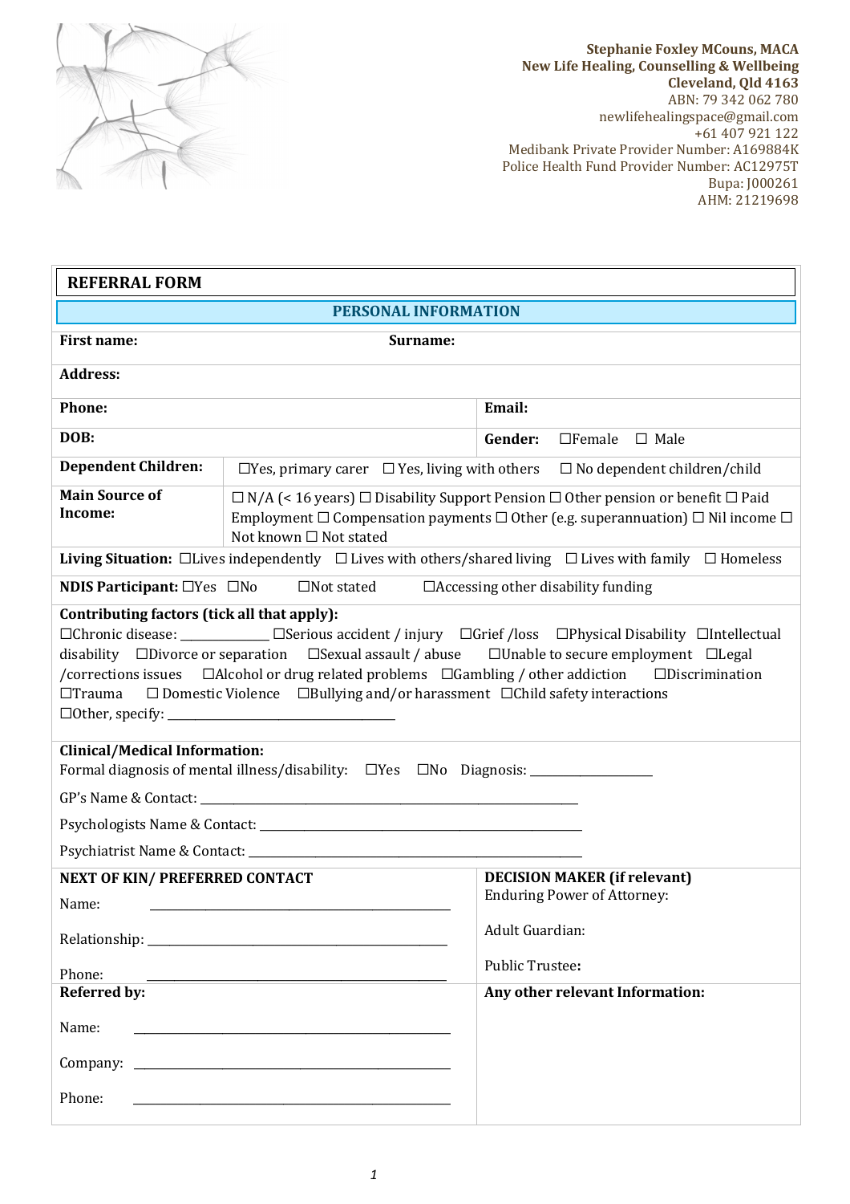**Stephanie Foxley MCouns, MACA**
**New Life Healing, Counselling & Wellbeing**
**Cleveland, Qld 4163**
ABN: 79 342 062 780
newlifehealingspace@gmail.com
+61 407 921 122
Medibank Private Provider Number: A169884K
Police Health Fund Provider Number: AC12975T
Bupa: J000261
AHM: 21219698

## REFERRAL FORM

### PERSONAL INFORMATION

**First name:** **Surname:**

**Address:**

| **Phone:** | **Email:** |
|---|---|
| **DOB:** | **Gender:** ☐Female ☐ Male |

**Dependent Children:** ☐Yes, primary carer ☐ Yes, living with others ☐ No dependent children/child

**Main Source of Income:** ☐ N/A (< 16 years) ☐ Disability Support Pension ☐ Other pension or benefit ☐ Paid Employment ☐ Compensation payments ☐ Other (e.g. superannuation) ☐ Nil income ☐ Not known ☐ Not stated

**Living Situation:** ☐Lives independently ☐ Lives with others/shared living ☐ Lives with family ☐ Homeless

**NDIS Participant:** ☐Yes ☐No ☐Not stated ☐Accessing other disability funding

**Contributing factors (tick all that apply):**
☐Chronic disease: _____________ ☐Serious accident / injury ☐Grief /loss ☐Physical Disability ☐Intellectual disability ☐Divorce or separation ☐Sexual assault / abuse ☐Unable to secure employment ☐Legal /corrections issues ☐Alcohol or drug related problems ☐Gambling / other addiction ☐Discrimination ☐Trauma ☐ Domestic Violence ☐Bullying and/or harassment ☐Child safety interactions
☐Other, specify: ___________________________________

**Clinical/Medical Information:**
Formal diagnosis of mental illness/disability: ☐Yes ☐No Diagnosis: ___________________

GP's Name & Contact: ____________________________________________________________

Psychologists Name & Contact: ____________________________________________________

Psychiatrist Name & Contact: _____________________________________________________

**NEXT OF KIN/ PREFERRED CONTACT**

Name: _______________________________________________

Relationship: _______________________________________________

Phone: _______________________________________________

**DECISION MAKER (if relevant)**

Enduring Power of Attorney:

Adult Guardian:

Public Trustee**:**

**Referred by:**

Name: _______________________________________________

Company: _______________________________________________

Phone: _______________________________________________

**Any other relevant Information:**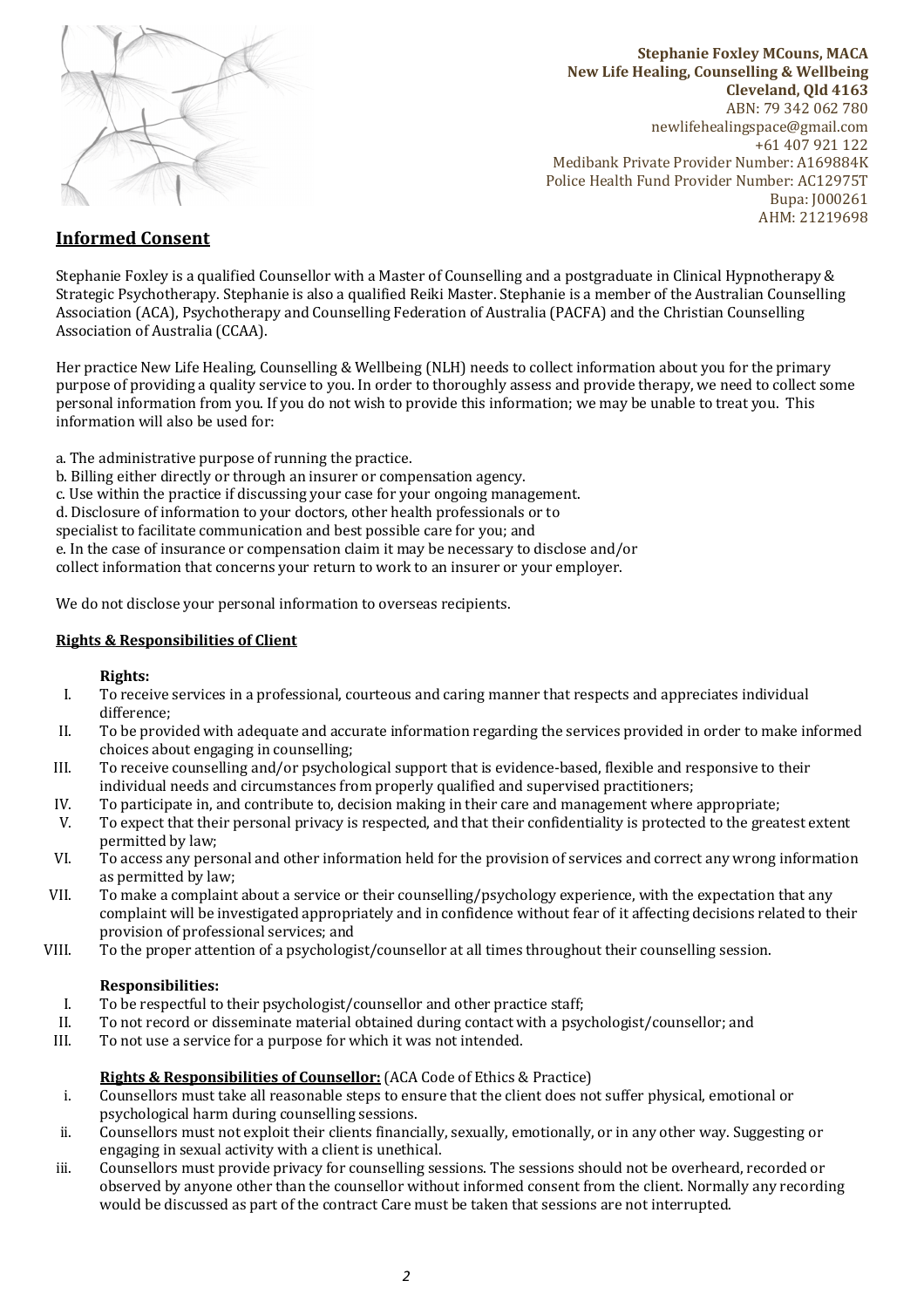**Stephanie Foxley MCouns, MACA**
**New Life Healing, Counselling & Wellbeing**
**Cleveland, Qld 4163**
ABN: 79 342 062 780
newlifehealingspace@gmail.com
+61 407 921 122
Medibank Private Provider Number: A169884K
Police Health Fund Provider Number: AC12975T
Bupa: J000261
AHM: 21219698

## Informed Consent

Stephanie Foxley is a qualified Counsellor with a Master of Counselling and a postgraduate in Clinical Hypnotherapy & Strategic Psychotherapy. Stephanie is also a qualified Reiki Master. Stephanie is a member of the Australian Counselling Association (ACA), Psychotherapy and Counselling Federation of Australia (PACFA) and the Christian Counselling Association of Australia (CCAA).

Her practice New Life Healing, Counselling & Wellbeing (NLH) needs to collect information about you for the primary purpose of providing a quality service to you. In order to thoroughly assess and provide therapy, we need to collect some personal information from you. If you do not wish to provide this information; we may be unable to treat you. This information will also be used for:

a. The administrative purpose of running the practice.
b. Billing either directly or through an insurer or compensation agency.
c. Use within the practice if discussing your case for your ongoing management.
d. Disclosure of information to your doctors, other health professionals or to specialist to facilitate communication and best possible care for you; and
e. In the case of insurance or compensation claim it may be necessary to disclose and/or collect information that concerns your return to work to an insurer or your employer.

We do not disclose your personal information to overseas recipients.

### Rights & Responsibilities of Client

**Rights:**

I. To receive services in a professional, courteous and caring manner that respects and appreciates individual difference;
II. To be provided with adequate and accurate information regarding the services provided in order to make informed choices about engaging in counselling;
III. To receive counselling and/or psychological support that is evidence-based, flexible and responsive to their individual needs and circumstances from properly qualified and supervised practitioners;
IV. To participate in, and contribute to, decision making in their care and management where appropriate;
V. To expect that their personal privacy is respected, and that their confidentiality is protected to the greatest extent permitted by law;
VI. To access any personal and other information held for the provision of services and correct any wrong information as permitted by law;
VII. To make a complaint about a service or their counselling/psychology experience, with the expectation that any complaint will be investigated appropriately and in confidence without fear of it affecting decisions related to their provision of professional services; and
VIII. To the proper attention of a psychologist/counsellor at all times throughout their counselling session.

**Responsibilities:**

I. To be respectful to their psychologist/counsellor and other practice staff;
II. To not record or disseminate material obtained during contact with a psychologist/counsellor; and
III. To not use a service for a purpose for which it was not intended.

**Rights & Responsibilities of Counsellor:** (ACA Code of Ethics & Practice)

i. Counsellors must take all reasonable steps to ensure that the client does not suffer physical, emotional or psychological harm during counselling sessions.
ii. Counsellors must not exploit their clients financially, sexually, emotionally, or in any other way. Suggesting or engaging in sexual activity with a client is unethical.
iii. Counsellors must provide privacy for counselling sessions. The sessions should not be overheard, recorded or observed by anyone other than the counsellor without informed consent from the client. Normally any recording would be discussed as part of the contract Care must be taken that sessions are not interrupted.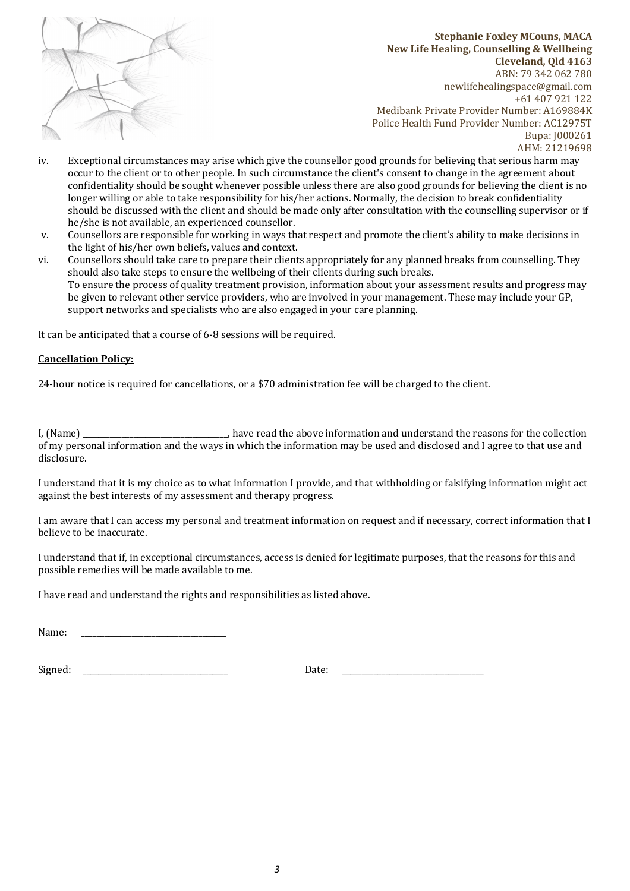iv. Exceptional circumstances may arise which give the counsellor good grounds for believing that serious harm may occur to the client or to other people. In such circumstance the client's consent to change in the agreement about confidentiality should be sought whenever possible unless there are also good grounds for believing the client is no longer willing or able to take responsibility for his/her actions. Normally, the decision to break confidentiality should be discussed with the client and should be made only after consultation with the counselling supervisor or if he/she is not available, an experienced counsellor.

v. Counsellors are responsible for working in ways that respect and promote the client's ability to make decisions in the light of his/her own beliefs, values and context.

vi. Counsellors should take care to prepare their clients appropriately for any planned breaks from counselling. They should also take steps to ensure the wellbeing of their clients during such breaks.
To ensure the process of quality treatment provision, information about your assessment results and progress may be given to relevant other service providers, who are involved in your management. These may include your GP, support networks and specialists who are also engaged in your care planning.

It can be anticipated that a course of 6-8 sessions will be required.

**<u>Cancellation Policy:</u>**

24-hour notice is required for cancellations, or a $70 administration fee will be charged to the client.

I, (Name) ______________________________, have read the above information and understand the reasons for the collection of my personal information and the ways in which the information may be used and disclosed and I agree to that use and disclosure.

I understand that it is my choice as to what information I provide, and that withholding or falsifying information might act against the best interests of my assessment and therapy progress.

I am aware that I can access my personal and treatment information on request and if necessary, correct information that I believe to be inaccurate.

I understand that if, in exceptional circumstances, access is denied for legitimate purposes, that the reasons for this and possible remedies will be made available to me.

I have read and understand the rights and responsibilities as listed above.

Name: ______________________________

Signed: ______________________________ Date: ______________________________